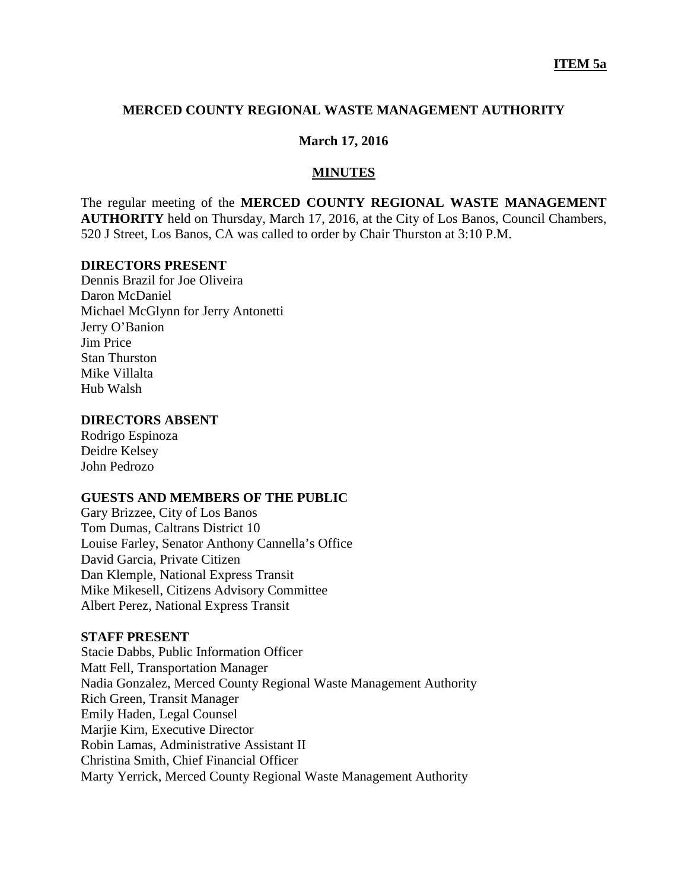**ITEM 5a**

**MERCED COUNTY REGIONAL WASTE MANAGEMENT AUTHORITY**

**March 17, 2016**

**MINUTES**

The regular meeting of the **MERCED COUNTY REGIONAL WASTE MANAGEMENT AUTHORITY** held on Thursday, March 17, 2016, at the City of Los Banos, Council Chambers, 520 J Street, Los Banos, CA was called to order by Chair Thurston at 3:10 P.M.

**DIRECTORS PRESENT**

Dennis Brazil for Joe Oliveira
Daron McDaniel
Michael McGlynn for Jerry Antonetti
Jerry O'Banion
Jim Price
Stan Thurston
Mike Villalta
Hub Walsh

**DIRECTORS ABSENT**

Rodrigo Espinoza
Deidre Kelsey
John Pedrozo

**GUESTS AND MEMBERS OF THE PUBLIC**

Gary Brizzee, City of Los Banos
Tom Dumas, Caltrans District 10
Louise Farley, Senator Anthony Cannella's Office
David Garcia, Private Citizen
Dan Klemple, National Express Transit
Mike Mikesell, Citizens Advisory Committee
Albert Perez, National Express Transit

**STAFF PRESENT**

Stacie Dabbs, Public Information Officer
Matt Fell, Transportation Manager
Nadia Gonzalez, Merced County Regional Waste Management Authority
Rich Green, Transit Manager
Emily Haden, Legal Counsel
Marjie Kirn, Executive Director
Robin Lamas, Administrative Assistant II
Christina Smith, Chief Financial Officer
Marty Yerrick, Merced County Regional Waste Management Authority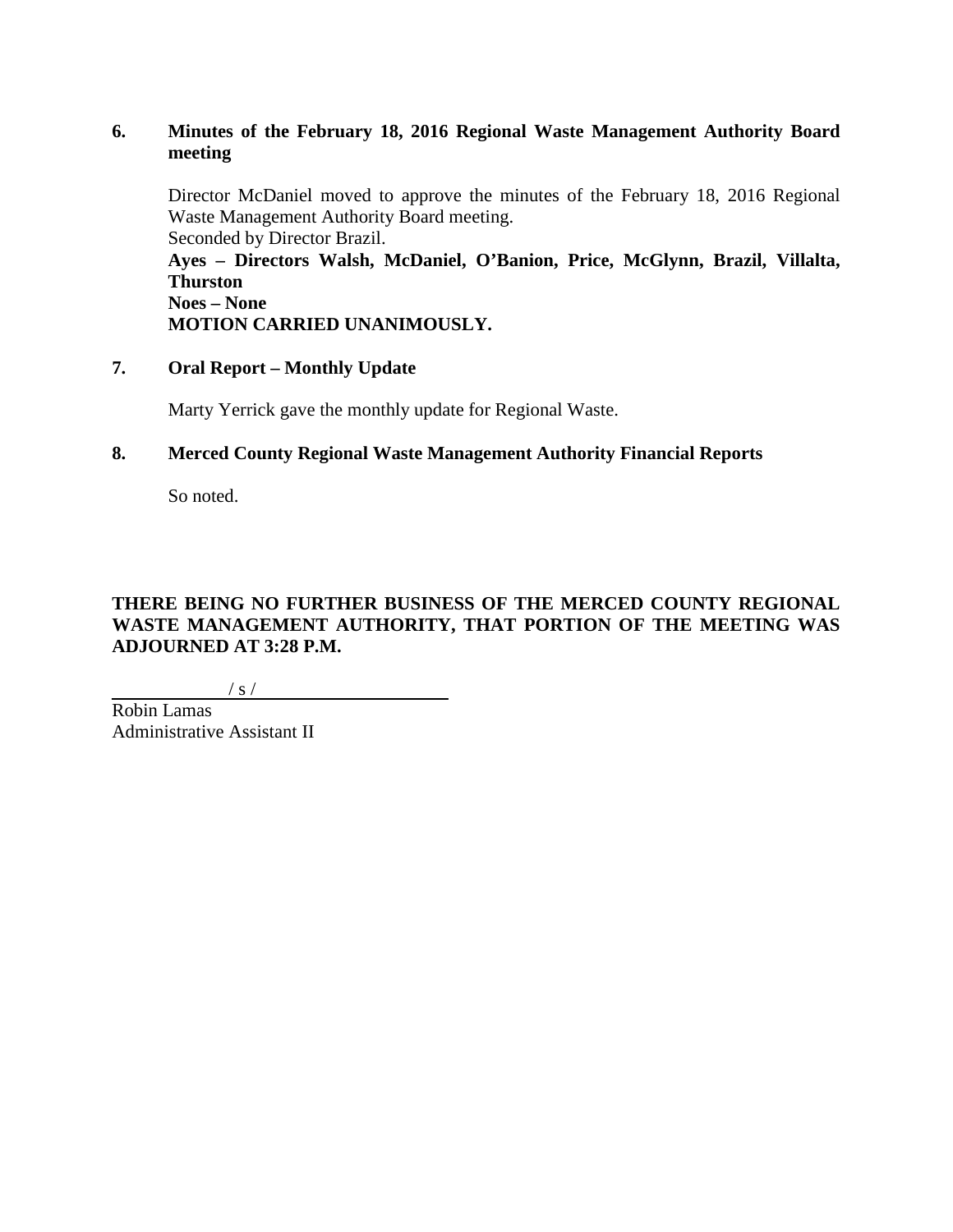**6. Minutes of the February 18, 2016 Regional Waste Management Authority Board meeting**

Director McDaniel moved to approve the minutes of the February 18, 2016 Regional Waste Management Authority Board meeting.
Seconded by Director Brazil.
**Ayes – Directors Walsh, McDaniel, O'Banion, Price, McGlynn, Brazil, Villalta, Thurston**
**Noes – None**
**MOTION CARRIED UNANIMOUSLY.**

**7. Oral Report – Monthly Update**

Marty Yerrick gave the monthly update for Regional Waste.

**8. Merced County Regional Waste Management Authority Financial Reports**

So noted.

**THERE BEING NO FURTHER BUSINESS OF THE MERCED COUNTY REGIONAL WASTE MANAGEMENT AUTHORITY, THAT PORTION OF THE MEETING WAS ADJOURNED AT 3:28 P.M.**

/ s /

Robin Lamas
Administrative Assistant II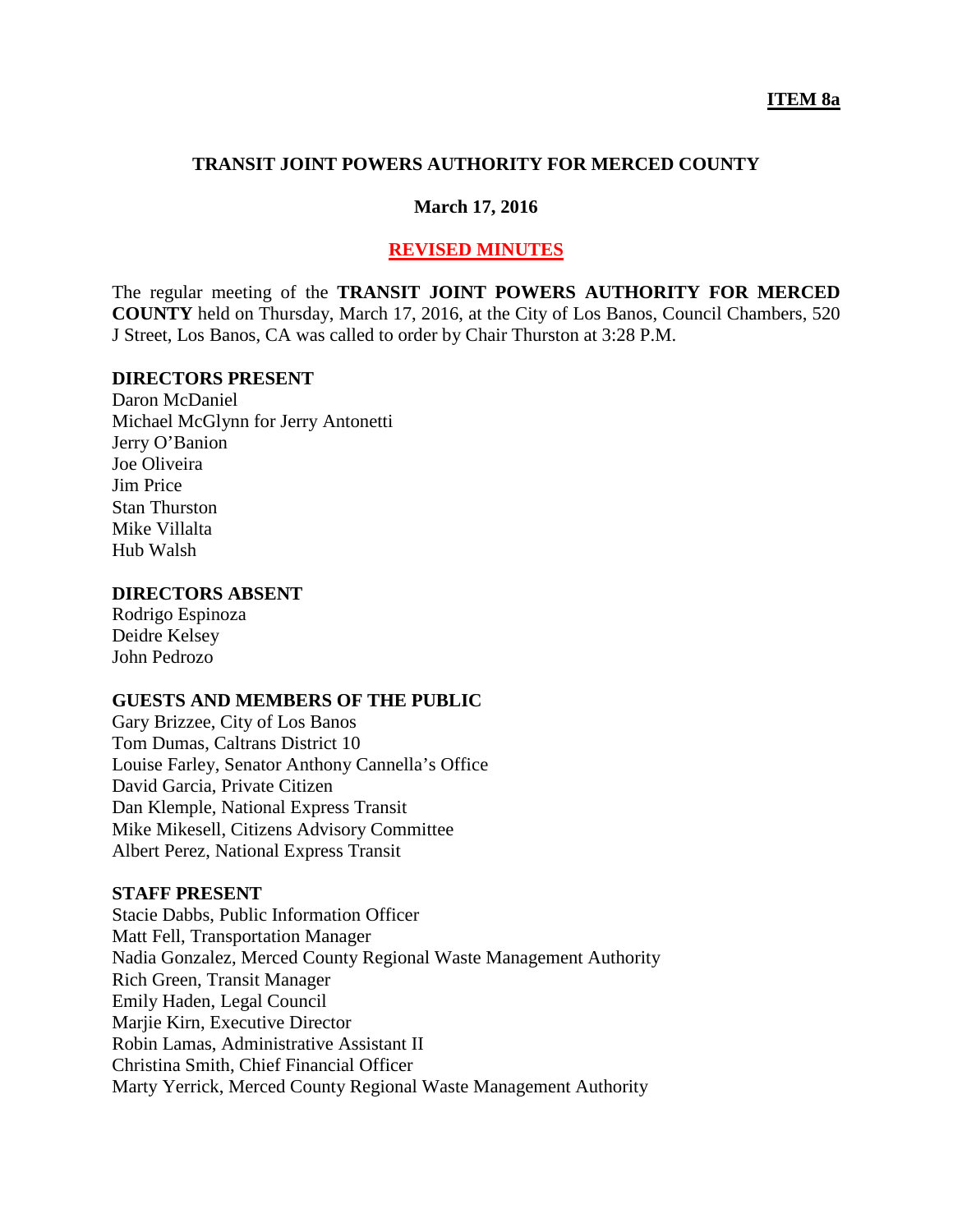**ITEM 8a**

**TRANSIT JOINT POWERS AUTHORITY FOR MERCED COUNTY**

**March 17, 2016**

**REVISED MINUTES**

The regular meeting of the **TRANSIT JOINT POWERS AUTHORITY FOR MERCED COUNTY** held on Thursday, March 17, 2016, at the City of Los Banos, Council Chambers, 520 J Street, Los Banos, CA was called to order by Chair Thurston at 3:28 P.M.

**DIRECTORS PRESENT**

Daron McDaniel
Michael McGlynn for Jerry Antonetti
Jerry O'Banion
Joe Oliveira
Jim Price
Stan Thurston
Mike Villalta
Hub Walsh

**DIRECTORS ABSENT**

Rodrigo Espinoza
Deidre Kelsey
John Pedrozo

**GUESTS AND MEMBERS OF THE PUBLIC**

Gary Brizzee, City of Los Banos
Tom Dumas, Caltrans District 10
Louise Farley, Senator Anthony Cannella's Office
David Garcia, Private Citizen
Dan Klemple, National Express Transit
Mike Mikesell, Citizens Advisory Committee
Albert Perez, National Express Transit

**STAFF PRESENT**

Stacie Dabbs, Public Information Officer
Matt Fell, Transportation Manager
Nadia Gonzalez, Merced County Regional Waste Management Authority
Rich Green, Transit Manager
Emily Haden, Legal Council
Marjie Kirn, Executive Director
Robin Lamas, Administrative Assistant II
Christina Smith, Chief Financial Officer
Marty Yerrick, Merced County Regional Waste Management Authority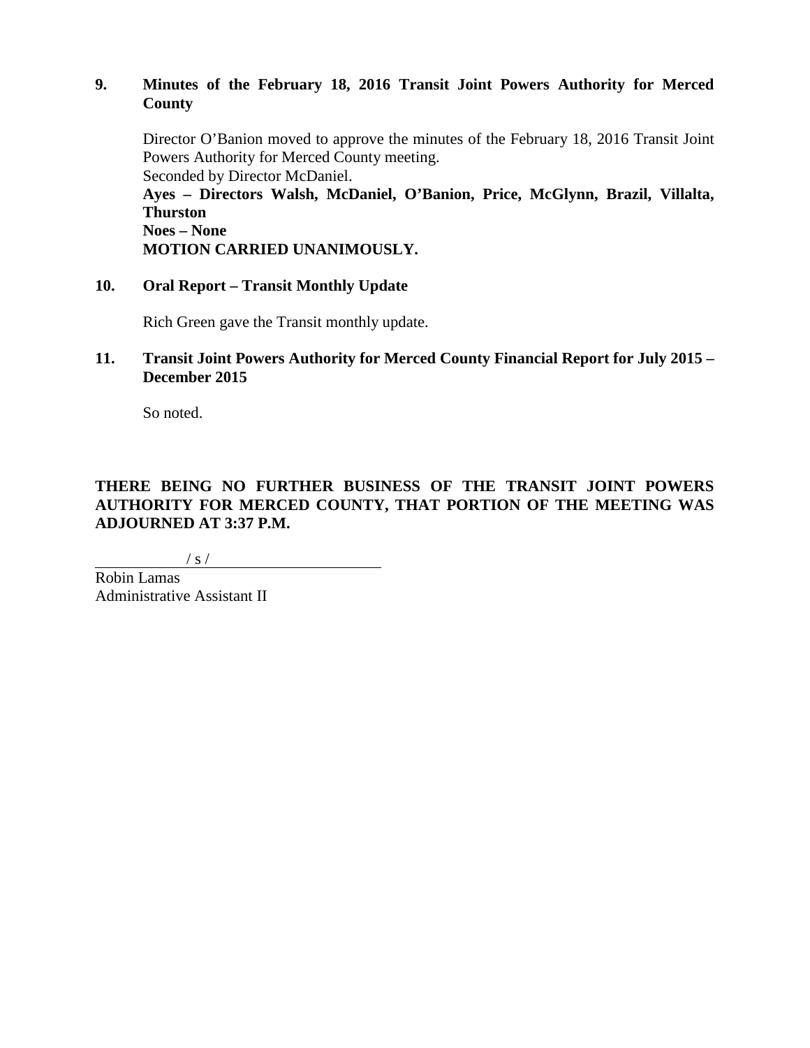**9. Minutes of the February 18, 2016 Transit Joint Powers Authority for Merced County**

Director O'Banion moved to approve the minutes of the February 18, 2016 Transit Joint Powers Authority for Merced County meeting.
Seconded by Director McDaniel.
**Ayes – Directors Walsh, McDaniel, O'Banion, Price, McGlynn, Brazil, Villalta, Thurston**
**Noes – None**
**MOTION CARRIED UNANIMOUSLY.**

**10. Oral Report – Transit Monthly Update**

Rich Green gave the Transit monthly update.

**11. Transit Joint Powers Authority for Merced County Financial Report for July 2015 – December 2015**

So noted.

**THERE BEING NO FURTHER BUSINESS OF THE TRANSIT JOINT POWERS AUTHORITY FOR MERCED COUNTY, THAT PORTION OF THE MEETING WAS ADJOURNED AT 3:37 P.M.**

/ s /

Robin Lamas
Administrative Assistant II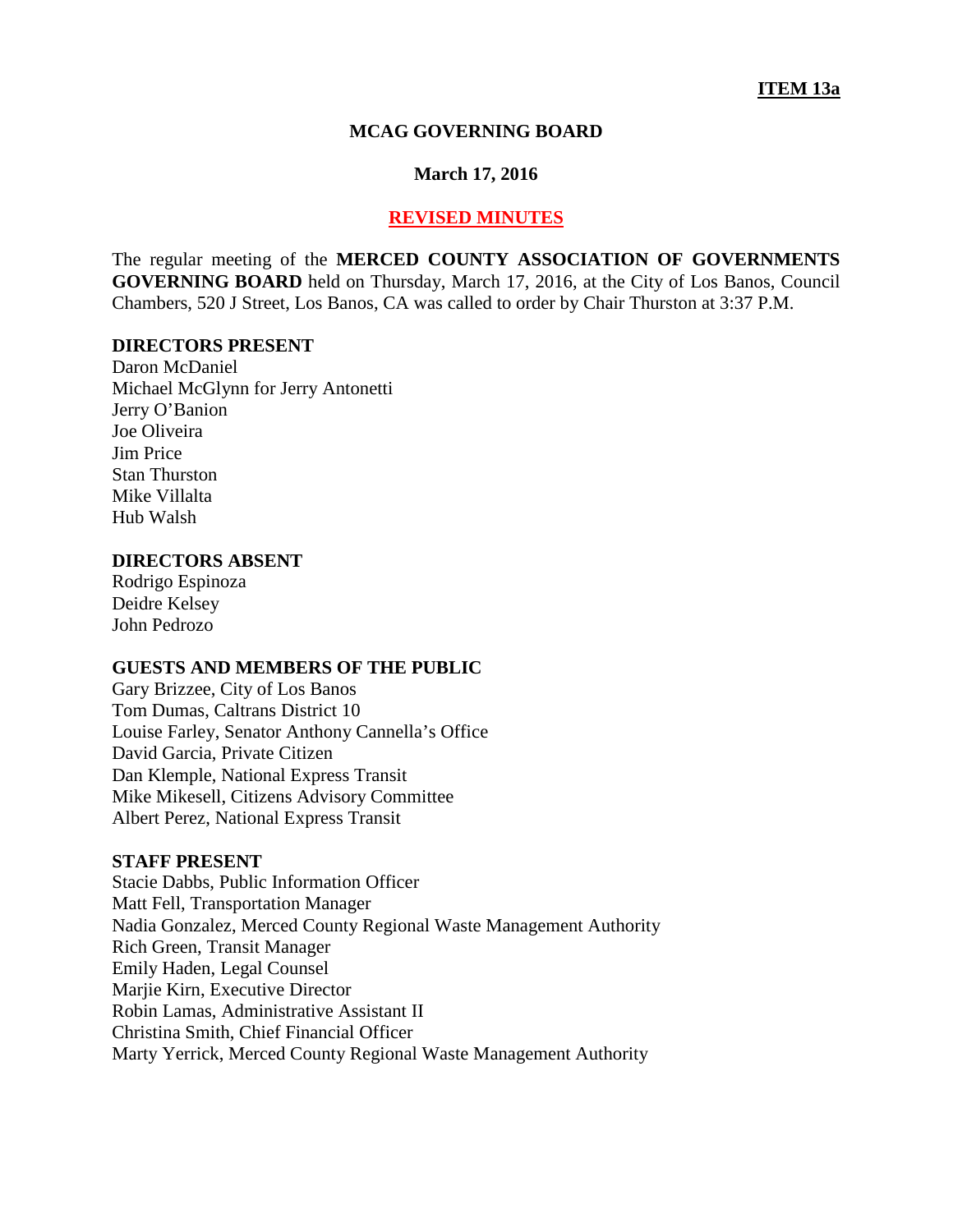**ITEM 13a**

**MCAG GOVERNING BOARD**

**March 17, 2016**

**REVISED MINUTES**

The regular meeting of the **MERCED COUNTY ASSOCIATION OF GOVERNMENTS GOVERNING BOARD** held on Thursday, March 17, 2016, at the City of Los Banos, Council Chambers, 520 J Street, Los Banos, CA was called to order by Chair Thurston at 3:37 P.M.

**DIRECTORS PRESENT**

Daron McDaniel
Michael McGlynn for Jerry Antonetti
Jerry O'Banion
Joe Oliveira
Jim Price
Stan Thurston
Mike Villalta
Hub Walsh

**DIRECTORS ABSENT**

Rodrigo Espinoza
Deidre Kelsey
John Pedrozo

**GUESTS AND MEMBERS OF THE PUBLIC**

Gary Brizzee, City of Los Banos
Tom Dumas, Caltrans District 10
Louise Farley, Senator Anthony Cannella's Office
David Garcia, Private Citizen
Dan Klemple, National Express Transit
Mike Mikesell, Citizens Advisory Committee
Albert Perez, National Express Transit

**STAFF PRESENT**

Stacie Dabbs, Public Information Officer
Matt Fell, Transportation Manager
Nadia Gonzalez, Merced County Regional Waste Management Authority
Rich Green, Transit Manager
Emily Haden, Legal Counsel
Marjie Kirn, Executive Director
Robin Lamas, Administrative Assistant II
Christina Smith, Chief Financial Officer
Marty Yerrick, Merced County Regional Waste Management Authority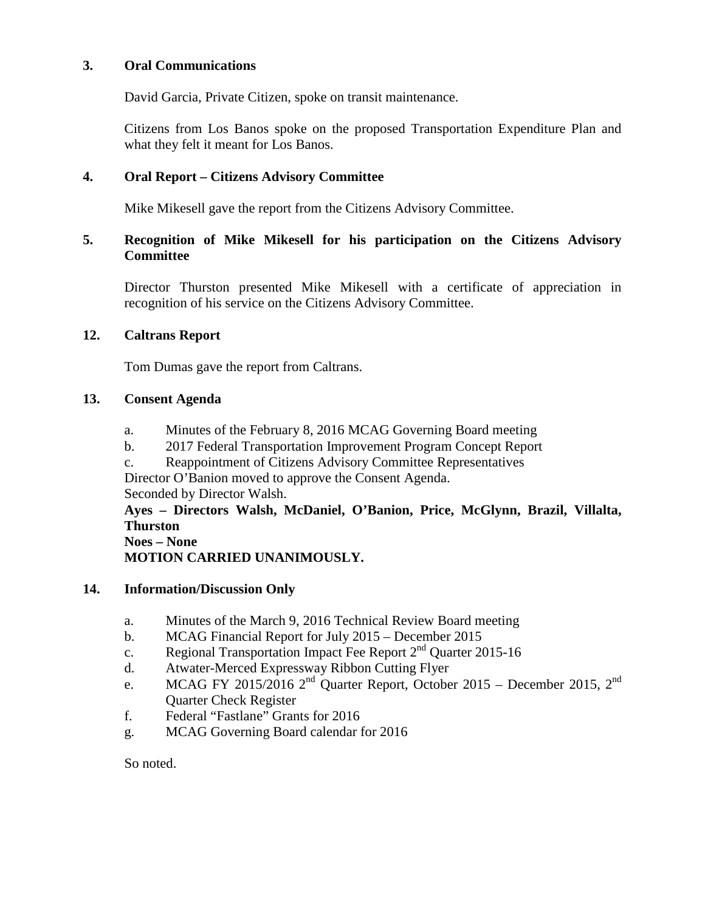**3. Oral Communications**

David Garcia, Private Citizen, spoke on transit maintenance.

Citizens from Los Banos spoke on the proposed Transportation Expenditure Plan and what they felt it meant for Los Banos.

**4. Oral Report – Citizens Advisory Committee**

Mike Mikesell gave the report from the Citizens Advisory Committee.

**5. Recognition of Mike Mikesell for his participation on the Citizens Advisory Committee**

Director Thurston presented Mike Mikesell with a certificate of appreciation in recognition of his service on the Citizens Advisory Committee.

**12. Caltrans Report**

Tom Dumas gave the report from Caltrans.

**13. Consent Agenda**

a. Minutes of the February 8, 2016 MCAG Governing Board meeting
b. 2017 Federal Transportation Improvement Program Concept Report
c. Reappointment of Citizens Advisory Committee Representatives

Director O'Banion moved to approve the Consent Agenda.
Seconded by Director Walsh.
**Ayes – Directors Walsh, McDaniel, O'Banion, Price, McGlynn, Brazil, Villalta, Thurston**
**Noes – None**
**MOTION CARRIED UNANIMOUSLY.**

**14. Information/Discussion Only**

a. Minutes of the March 9, 2016 Technical Review Board meeting
b. MCAG Financial Report for July 2015 – December 2015
c. Regional Transportation Impact Fee Report 2nd Quarter 2015-16
d. Atwater-Merced Expressway Ribbon Cutting Flyer
e. MCAG FY 2015/2016 2nd Quarter Report, October 2015 – December 2015, 2nd Quarter Check Register
f. Federal "Fastlane" Grants for 2016
g. MCAG Governing Board calendar for 2016

So noted.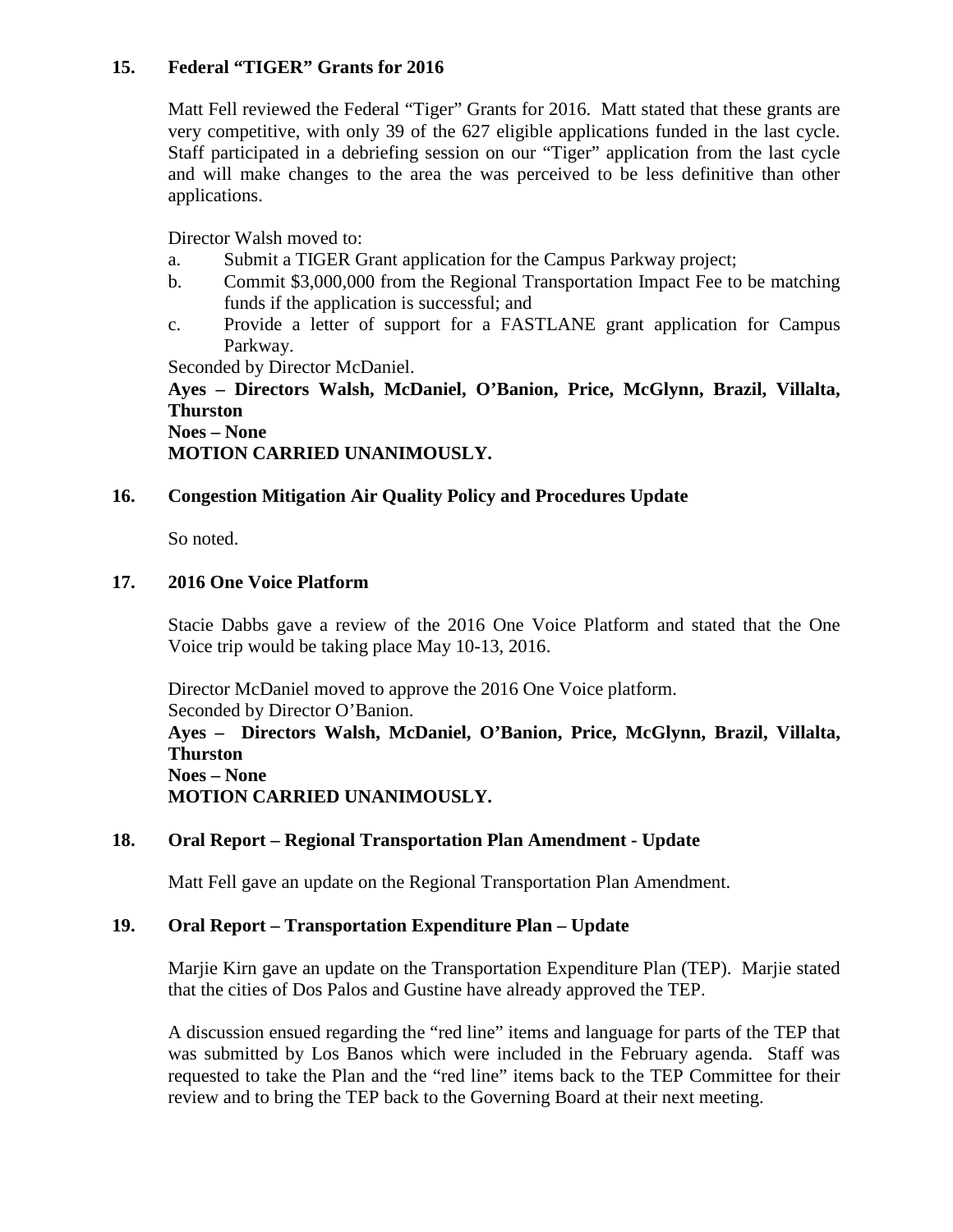## 15. Federal "TIGER" Grants for 2016

Matt Fell reviewed the Federal "Tiger" Grants for 2016. Matt stated that these grants are very competitive, with only 39 of the 627 eligible applications funded in the last cycle. Staff participated in a debriefing session on our "Tiger" application from the last cycle and will make changes to the area the was perceived to be less definitive than other applications.

Director Walsh moved to:

a. Submit a TIGER Grant application for the Campus Parkway project;
b. Commit $3,000,000 from the Regional Transportation Impact Fee to be matching funds if the application is successful; and
c. Provide a letter of support for a FASTLANE grant application for Campus Parkway.

Seconded by Director McDaniel.

**Ayes – Directors Walsh, McDaniel, O'Banion, Price, McGlynn, Brazil, Villalta, Thurston**
**Noes – None**
**MOTION CARRIED UNANIMOUSLY.**

## 16. Congestion Mitigation Air Quality Policy and Procedures Update

So noted.

## 17. 2016 One Voice Platform

Stacie Dabbs gave a review of the 2016 One Voice Platform and stated that the One Voice trip would be taking place May 10-13, 2016.

Director McDaniel moved to approve the 2016 One Voice platform.
Seconded by Director O'Banion.

**Ayes – Directors Walsh, McDaniel, O'Banion, Price, McGlynn, Brazil, Villalta, Thurston**
**Noes – None**
**MOTION CARRIED UNANIMOUSLY.**

## 18. Oral Report – Regional Transportation Plan Amendment - Update

Matt Fell gave an update on the Regional Transportation Plan Amendment.

## 19. Oral Report – Transportation Expenditure Plan – Update

Marjie Kirn gave an update on the Transportation Expenditure Plan (TEP). Marjie stated that the cities of Dos Palos and Gustine have already approved the TEP.

A discussion ensued regarding the "red line" items and language for parts of the TEP that was submitted by Los Banos which were included in the February agenda. Staff was requested to take the Plan and the "red line" items back to the TEP Committee for their review and to bring the TEP back to the Governing Board at their next meeting.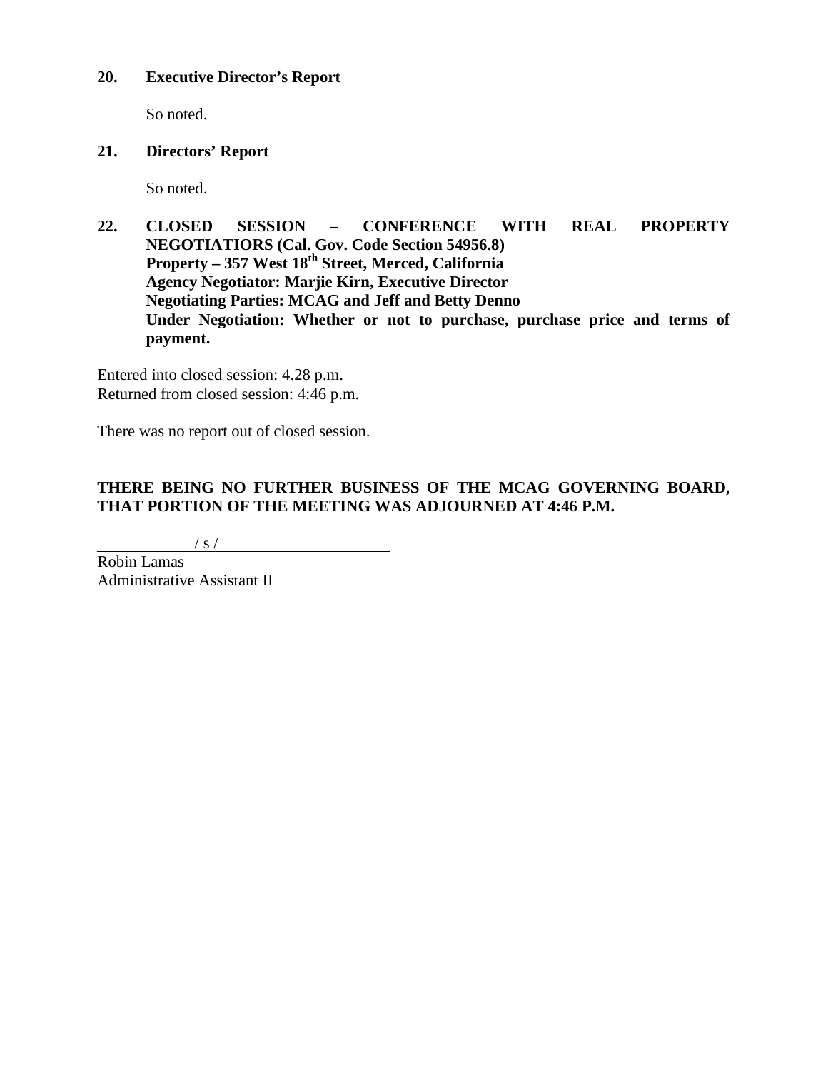**20. Executive Director's Report**

So noted.

**21. Directors' Report**

So noted.

**22. CLOSED SESSION – CONFERENCE WITH REAL PROPERTY NEGOTIATIORS (Cal. Gov. Code Section 54956.8)**
**Property – 357 West 18th Street, Merced, California**
**Agency Negotiator: Marjie Kirn, Executive Director**
**Negotiating Parties: MCAG and Jeff and Betty Denno**
**Under Negotiation: Whether or not to purchase, purchase price and terms of payment.**

Entered into closed session: 4.28 p.m.
Returned from closed session: 4:46 p.m.

There was no report out of closed session.

**THERE BEING NO FURTHER BUSINESS OF THE MCAG GOVERNING BOARD, THAT PORTION OF THE MEETING WAS ADJOURNED AT 4:46 P.M.**

/ s /

Robin Lamas
Administrative Assistant II